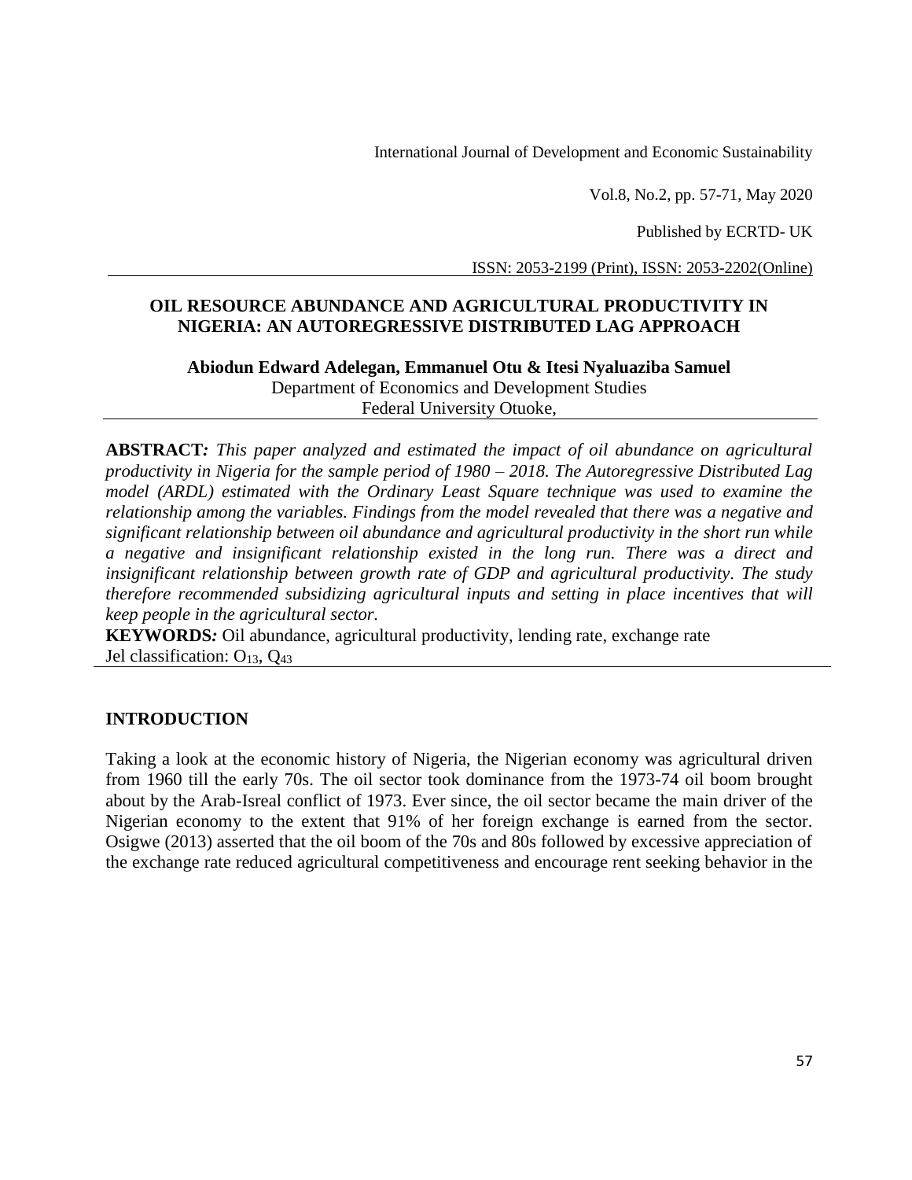# OIL RESOURCE ABUNDANCE AND AGRICULTURAL PRODUCTIVITY IN NIGERIA: AN AUTOREGRESSIVE DISTRIBUTED LAG APPROACH

**Abiodun Edward Adelegan, Emmanuel Otu & Itesi Nyaluaziba Samuel**
Department of Economics and Development Studies
Federal University Otuoke,

**ABSTRACT***:* *This paper analyzed and estimated the impact of oil abundance on agricultural productivity in Nigeria for the sample period of 1980 – 2018. The Autoregressive Distributed Lag model (ARDL) estimated with the Ordinary Least Square technique was used to examine the relationship among the variables. Findings from the model revealed that there was a negative and significant relationship between oil abundance and agricultural productivity in the short run while a negative and insignificant relationship existed in the long run. There was a direct and insignificant relationship between growth rate of GDP and agricultural productivity. The study therefore recommended subsidizing agricultural inputs and setting in place incentives that will keep people in the agricultural sector.*

**KEYWORDS***:* Oil abundance, agricultural productivity, lending rate, exchange rate
Jel classification: $O_{13}$, $Q_{43}$

## INTRODUCTION

Taking a look at the economic history of Nigeria, the Nigerian economy was agricultural driven from 1960 till the early 70s. The oil sector took dominance from the 1973-74 oil boom brought about by the Arab-Isreal conflict of 1973. Ever since, the oil sector became the main driver of the Nigerian economy to the extent that 91% of her foreign exchange is earned from the sector. Osigwe (2013) asserted that the oil boom of the 70s and 80s followed by excessive appreciation of the exchange rate reduced agricultural competitiveness and encourage rent seeking behavior in the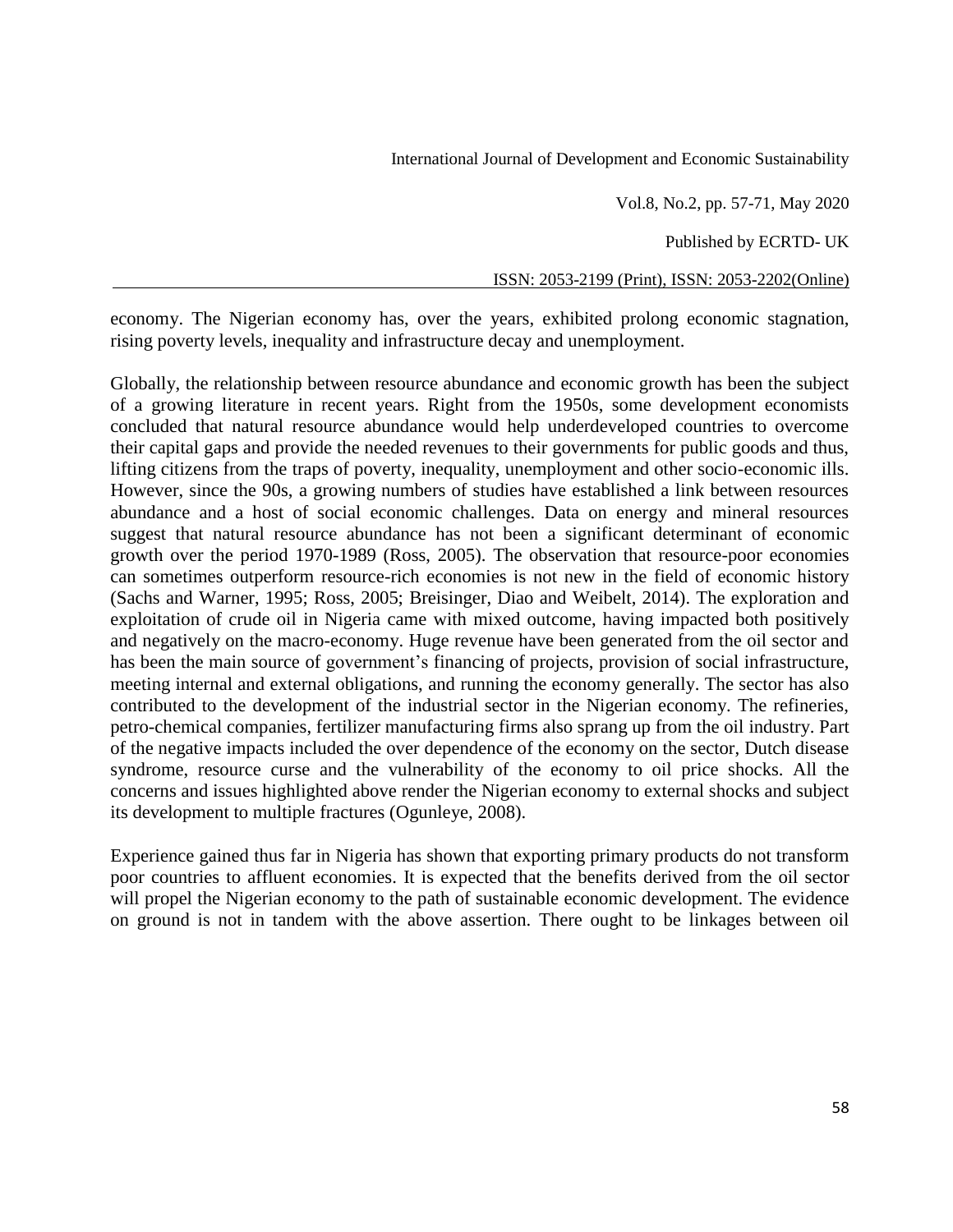economy. The Nigerian economy has, over the years, exhibited prolong economic stagnation, rising poverty levels, inequality and infrastructure decay and unemployment.

Globally, the relationship between resource abundance and economic growth has been the subject of a growing literature in recent years. Right from the 1950s, some development economists concluded that natural resource abundance would help underdeveloped countries to overcome their capital gaps and provide the needed revenues to their governments for public goods and thus, lifting citizens from the traps of poverty, inequality, unemployment and other socio-economic ills. However, since the 90s, a growing numbers of studies have established a link between resources abundance and a host of social economic challenges. Data on energy and mineral resources suggest that natural resource abundance has not been a significant determinant of economic growth over the period 1970-1989 (Ross, 2005). The observation that resource-poor economies can sometimes outperform resource-rich economies is not new in the field of economic history (Sachs and Warner, 1995; Ross, 2005; Breisinger, Diao and Weibelt, 2014). The exploration and exploitation of crude oil in Nigeria came with mixed outcome, having impacted both positively and negatively on the macro-economy. Huge revenue have been generated from the oil sector and has been the main source of government's financing of projects, provision of social infrastructure, meeting internal and external obligations, and running the economy generally. The sector has also contributed to the development of the industrial sector in the Nigerian economy. The refineries, petro-chemical companies, fertilizer manufacturing firms also sprang up from the oil industry. Part of the negative impacts included the over dependence of the economy on the sector, Dutch disease syndrome, resource curse and the vulnerability of the economy to oil price shocks. All the concerns and issues highlighted above render the Nigerian economy to external shocks and subject its development to multiple fractures (Ogunleye, 2008).

Experience gained thus far in Nigeria has shown that exporting primary products do not transform poor countries to affluent economies. It is expected that the benefits derived from the oil sector will propel the Nigerian economy to the path of sustainable economic development. The evidence on ground is not in tandem with the above assertion. There ought to be linkages between oil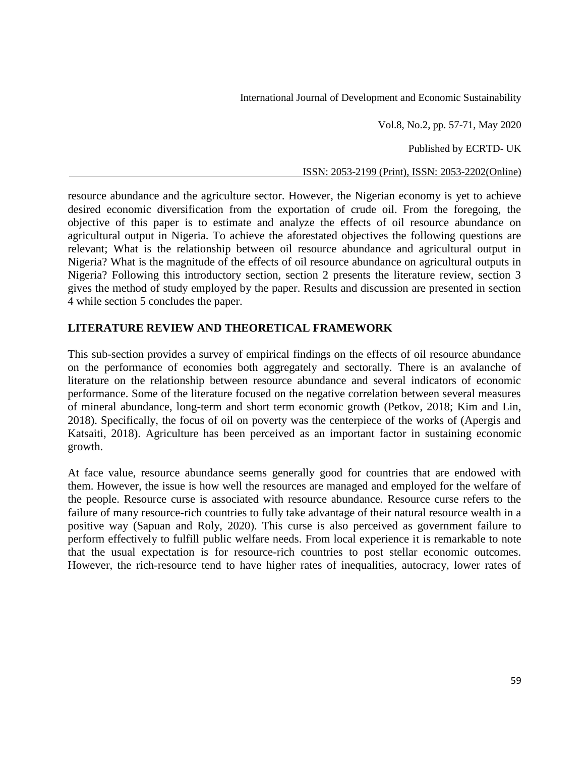resource abundance and the agriculture sector. However, the Nigerian economy is yet to achieve desired economic diversification from the exportation of crude oil. From the foregoing, the objective of this paper is to estimate and analyze the effects of oil resource abundance on agricultural output in Nigeria. To achieve the aforestated objectives the following questions are relevant; What is the relationship between oil resource abundance and agricultural output in Nigeria? What is the magnitude of the effects of oil resource abundance on agricultural outputs in Nigeria? Following this introductory section, section 2 presents the literature review, section 3 gives the method of study employed by the paper. Results and discussion are presented in section 4 while section 5 concludes the paper.

## LITERATURE REVIEW AND THEORETICAL FRAMEWORK

This sub-section provides a survey of empirical findings on the effects of oil resource abundance on the performance of economies both aggregately and sectorally. There is an avalanche of literature on the relationship between resource abundance and several indicators of economic performance. Some of the literature focused on the negative correlation between several measures of mineral abundance, long-term and short term economic growth (Petkov, 2018; Kim and Lin, 2018). Specifically, the focus of oil on poverty was the centerpiece of the works of (Apergis and Katsaiti, 2018). Agriculture has been perceived as an important factor in sustaining economic growth.

At face value, resource abundance seems generally good for countries that are endowed with them. However, the issue is how well the resources are managed and employed for the welfare of the people. Resource curse is associated with resource abundance. Resource curse refers to the failure of many resource-rich countries to fully take advantage of their natural resource wealth in a positive way (Sapuan and Roly, 2020). This curse is also perceived as government failure to perform effectively to fulfill public welfare needs. From local experience it is remarkable to note that the usual expectation is for resource-rich countries to post stellar economic outcomes. However, the rich-resource tend to have higher rates of inequalities, autocracy, lower rates of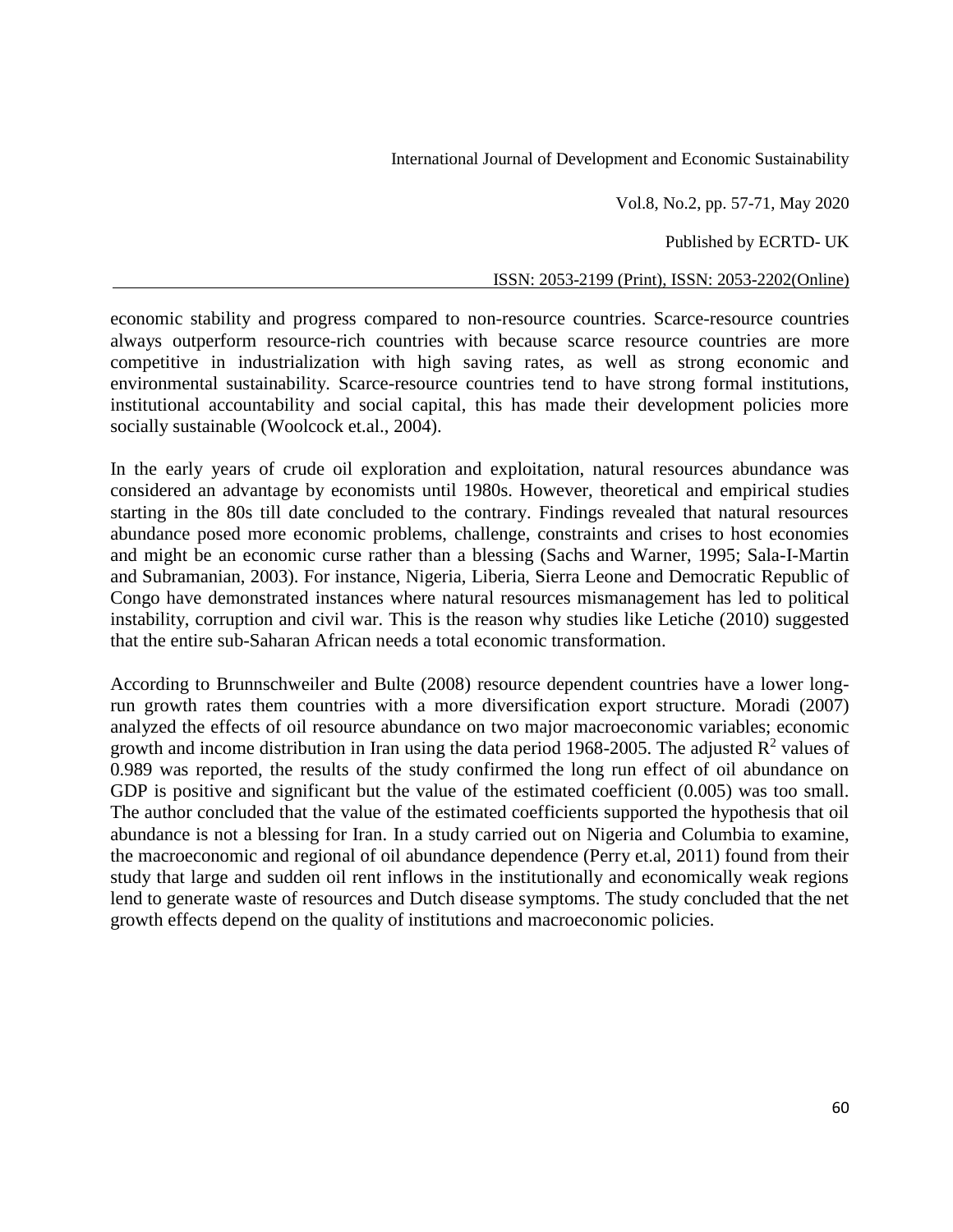economic stability and progress compared to non-resource countries. Scarce-resource countries always outperform resource-rich countries with because scarce resource countries are more competitive in industrialization with high saving rates, as well as strong economic and environmental sustainability. Scarce-resource countries tend to have strong formal institutions, institutional accountability and social capital, this has made their development policies more socially sustainable (Woolcock et.al., 2004).

In the early years of crude oil exploration and exploitation, natural resources abundance was considered an advantage by economists until 1980s. However, theoretical and empirical studies starting in the 80s till date concluded to the contrary. Findings revealed that natural resources abundance posed more economic problems, challenge, constraints and crises to host economies and might be an economic curse rather than a blessing (Sachs and Warner, 1995; Sala-I-Martin and Subramanian, 2003). For instance, Nigeria, Liberia, Sierra Leone and Democratic Republic of Congo have demonstrated instances where natural resources mismanagement has led to political instability, corruption and civil war. This is the reason why studies like Letiche (2010) suggested that the entire sub-Saharan African needs a total economic transformation.

According to Brunnschweiler and Bulte (2008) resource dependent countries have a lower long-run growth rates them countries with a more diversification export structure. Moradi (2007) analyzed the effects of oil resource abundance on two major macroeconomic variables; economic growth and income distribution in Iran using the data period 1968-2005. The adjusted $R^2$ values of 0.989 was reported, the results of the study confirmed the long run effect of oil abundance on GDP is positive and significant but the value of the estimated coefficient (0.005) was too small. The author concluded that the value of the estimated coefficients supported the hypothesis that oil abundance is not a blessing for Iran. In a study carried out on Nigeria and Columbia to examine, the macroeconomic and regional of oil abundance dependence (Perry et.al, 2011) found from their study that large and sudden oil rent inflows in the institutionally and economically weak regions lend to generate waste of resources and Dutch disease symptoms. The study concluded that the net growth effects depend on the quality of institutions and macroeconomic policies.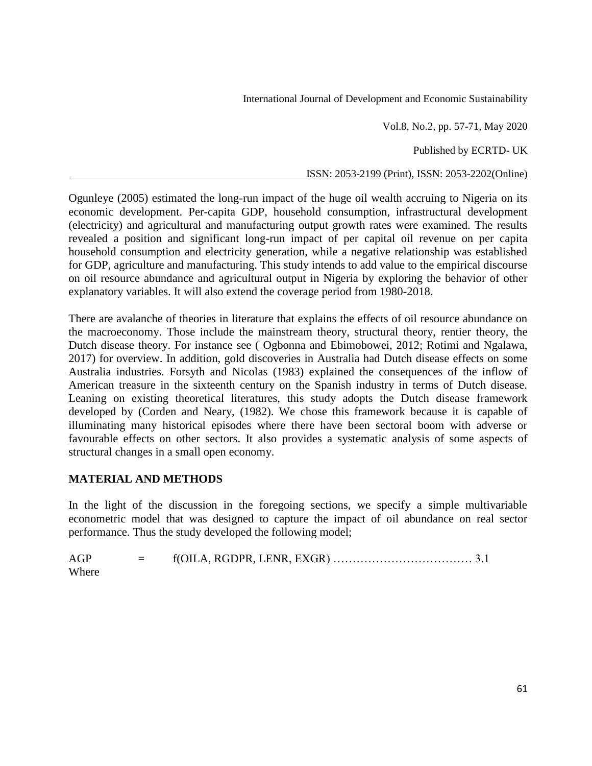Ogunleye (2005) estimated the long-run impact of the huge oil wealth accruing to Nigeria on its economic development. Per-capita GDP, household consumption, infrastructural development (electricity) and agricultural and manufacturing output growth rates were examined. The results revealed a position and significant long-run impact of per capital oil revenue on per capita household consumption and electricity generation, while a negative relationship was established for GDP, agriculture and manufacturing. This study intends to add value to the empirical discourse on oil resource abundance and agricultural output in Nigeria by exploring the behavior of other explanatory variables. It will also extend the coverage period from 1980-2018.

There are avalanche of theories in literature that explains the effects of oil resource abundance on the macroeconomy. Those include the mainstream theory, structural theory, rentier theory, the Dutch disease theory. For instance see ( Ogbonna and Ebimobowei, 2012; Rotimi and Ngalawa, 2017) for overview. In addition, gold discoveries in Australia had Dutch disease effects on some Australia industries. Forsyth and Nicolas (1983) explained the consequences of the inflow of American treasure in the sixteenth century on the Spanish industry in terms of Dutch disease. Leaning on existing theoretical literatures, this study adopts the Dutch disease framework developed by (Corden and Neary, (1982). We chose this framework because it is capable of illuminating many historical episodes where there have been sectoral boom with adverse or favourable effects on other sectors. It also provides a systematic analysis of some aspects of structural changes in a small open economy.

## MATERIAL AND METHODS

In the light of the discussion in the foregoing sections, we specify a simple multivariable econometric model that was designed to capture the impact of oil abundance on real sector performance. Thus the study developed the following model;

AGP = f(OILA, RGDPR, LENR, EXGR) ……………………………… 3.1

Where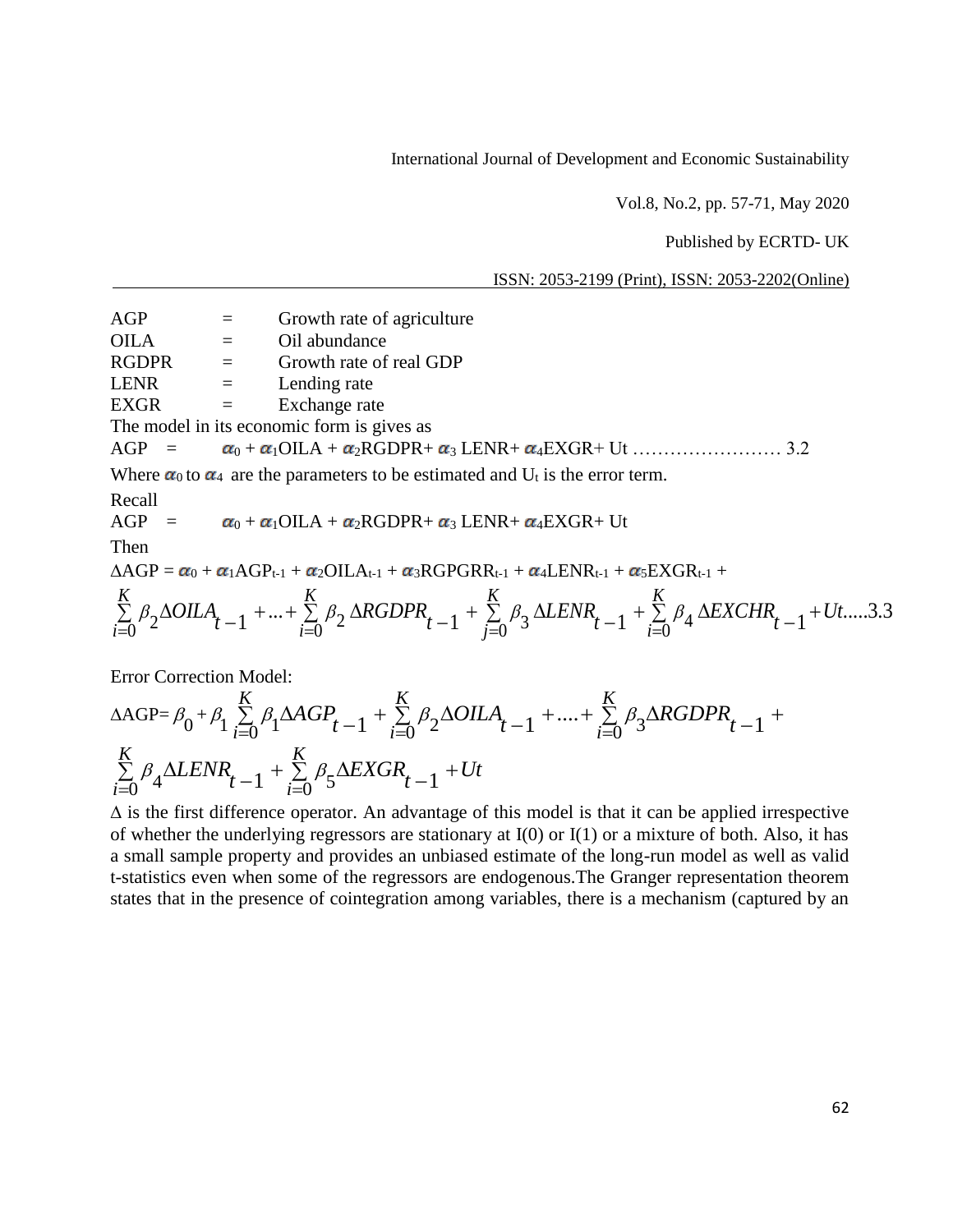AGP = Growth rate of agriculture
OILA = Oil abundance
RGDPR = Growth rate of real GDP
LENR = Lending rate
EXGR = Exchange rate

The model in its economic form is gives as

$$AGP = \alpha_0 + \alpha_1 OILA + \alpha_2 RGDPR + \alpha_3 LENR + \alpha_4 EXGR + Ut \ldots\ldots\ldots\ldots\ldots\ldots 3.2$$

Where $\alpha_0$ to $\alpha_4$ are the parameters to be estimated and $U_t$ is the error term.

Recall

$$AGP = \alpha_0 + \alpha_1 OILA + \alpha_2 RGDPR + \alpha_3 LENR + \alpha_4 EXGR + Ut$$

Then

$$\Delta AGP = \alpha_0 + \alpha_1 AGP_{t-1} + \alpha_2 OILA_{t-1} + \alpha_3 RGPGRR_{t-1} + \alpha_4 LENR_{t-1} + \alpha_5 EXGR_{t-1} +$$

$$\sum_{i=0}^{K} \beta_2 \Delta OILA_{t-1} + \ldots + \sum_{i=0}^{K} \beta_2 \Delta RGDPR_{t-1} + \sum_{j=0}^{K} \beta_3 \Delta LENR_{t-1} + \sum_{i=0}^{K} \beta_4 \Delta EXCHR_{t-1} + Ut \ldots\ldots 3.3$$

Error Correction Model:

$$\Delta AGP = \beta_0 + \beta_1 \sum_{i=0}^{K} \beta_1 \Delta AGP_{t-1} + \sum_{i=0}^{K} \beta_2 \Delta OILA_{t-1} + \ldots + \sum_{i=0}^{K} \beta_3 \Delta RGDPR_{t-1} +$$

$$\sum_{i=0}^{K} \beta_4 \Delta LENR_{t-1} + \sum_{i=0}^{K} \beta_5 \Delta EXGR_{t-1} + Ut$$

$\Delta$ is the first difference operator. An advantage of this model is that it can be applied irrespective of whether the underlying regressors are stationary at I(0) or I(1) or a mixture of both. Also, it has a small sample property and provides an unbiased estimate of the long-run model as well as valid t-statistics even when some of the regressors are endogenous.The Granger representation theorem states that in the presence of cointegration among variables, there is a mechanism (captured by an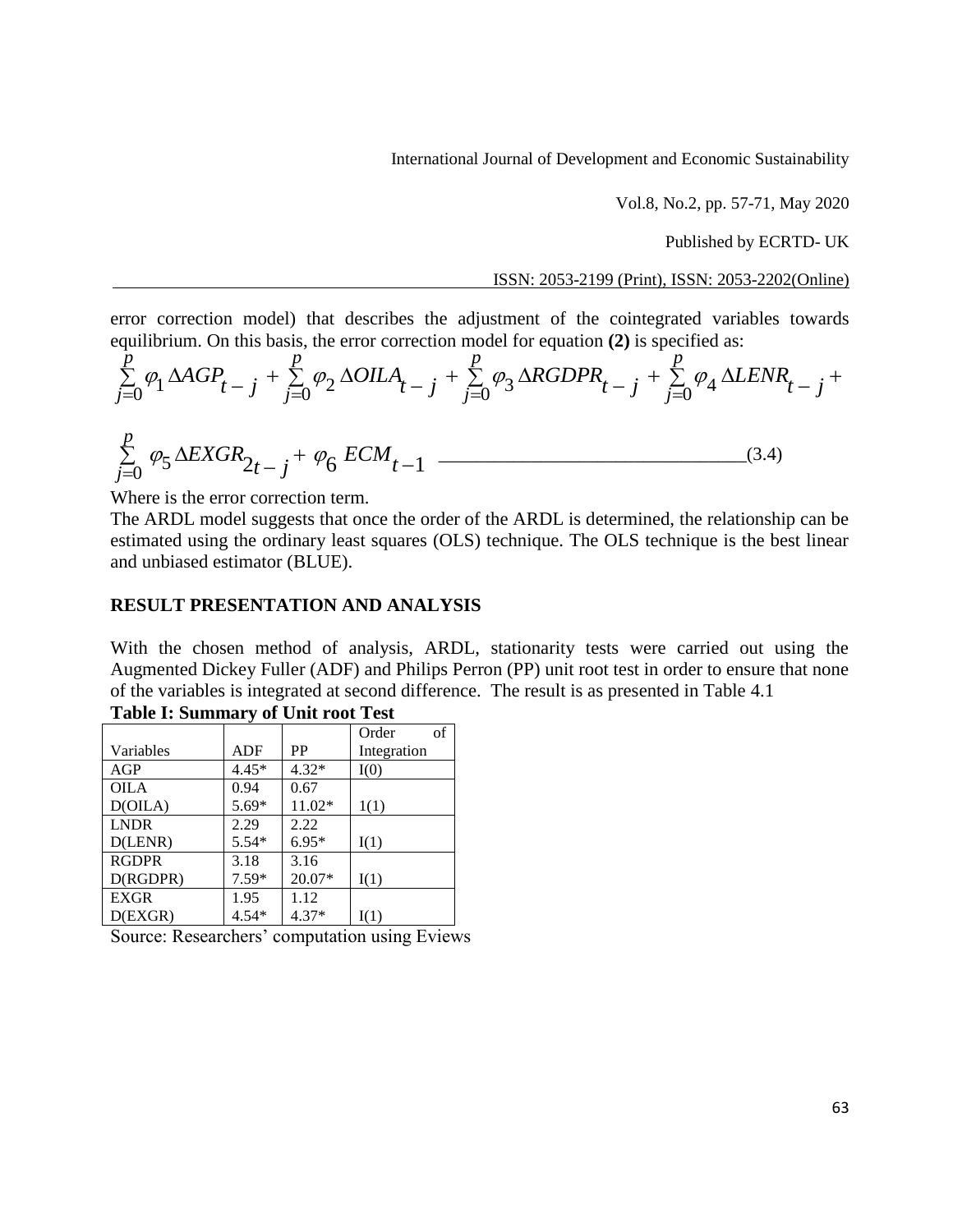error correction model) that describes the adjustment of the cointegrated variables towards equilibrium. On this basis, the error correction model for equation **(2)** is specified as:

$$\sum_{j=0}^{p} \varphi_1 \Delta AGP_{t-j} + \sum_{j=0}^{p} \varphi_2 \Delta OILA_{t-j} + \sum_{j=0}^{p} \varphi_3 \Delta RGDPR_{t-j} + \sum_{j=0}^{p} \varphi_4 \Delta LENR_{t-j} +$$

$$\sum_{j=0}^{p} \varphi_5 \Delta EXGR_{2t-j} + \varphi_6 \; ECM_{t-1} \quad \text{————————————————}(3.4)$$

Where is the error correction term.

The ARDL model suggests that once the order of the ARDL is determined, the relationship can be estimated using the ordinary least squares (OLS) technique. The OLS technique is the best linear and unbiased estimator (BLUE).

## RESULT PRESENTATION AND ANALYSIS

With the chosen method of analysis, ARDL, stationarity tests were carried out using the Augmented Dickey Fuller (ADF) and Philips Perron (PP) unit root test in order to ensure that none of the variables is integrated at second difference. The result is as presented in Table 4.1

**Table I: Summary of Unit root Test**

| Variables | ADF | PP | Order of Integration |
|---|---|---|---|
| AGP | 4.45* | 4.32* | I(0) |
| OILA | 0.94 | 0.67 | |
| D(OILA) | 5.69* | 11.02* | 1(1) |
| LNDR | 2.29 | 2.22 | |
| D(LENR) | 5.54* | 6.95* | I(1) |
| RGDPR | 3.18 | 3.16 | |
| D(RGDPR) | 7.59* | 20.07* | I(1) |
| EXGR | 1.95 | 1.12 | |
| D(EXGR) | 4.54* | 4.37* | I(1) |

Source: Researchers' computation using Eviews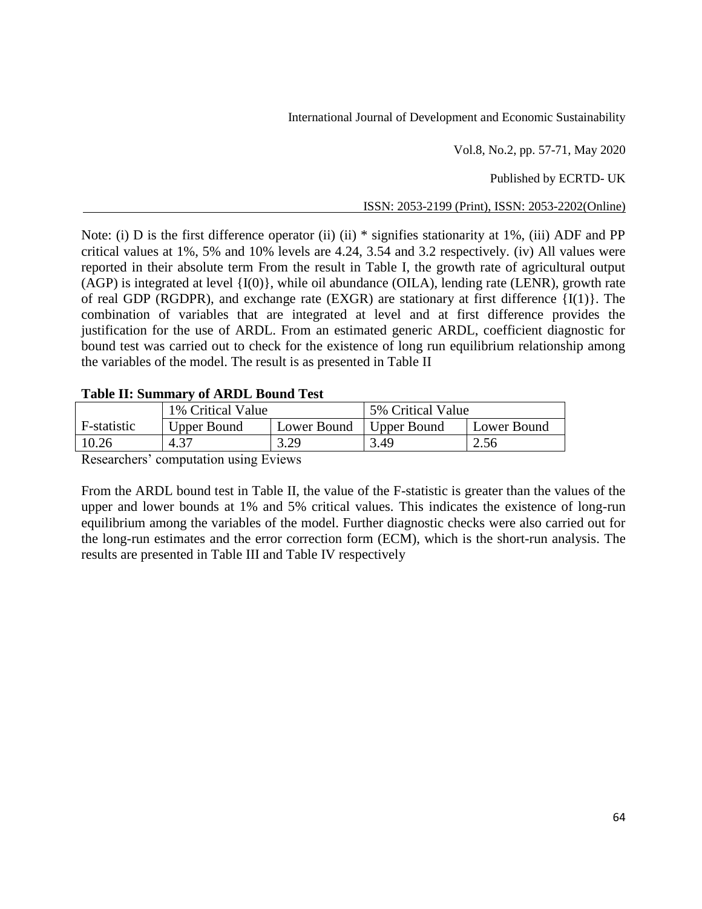Note: (i) D is the first difference operator (ii) (ii) * signifies stationarity at 1%, (iii) ADF and PP critical values at 1%, 5% and 10% levels are 4.24, 3.54 and 3.2 respectively. (iv) All values were reported in their absolute term From the result in Table I, the growth rate of agricultural output (AGP) is integrated at level {I(0)}, while oil abundance (OILA), lending rate (LENR), growth rate of real GDP (RGDPR), and exchange rate (EXGR) are stationary at first difference {I(1)}. The combination of variables that are integrated at level and at first difference provides the justification for the use of ARDL. From an estimated generic ARDL, coefficient diagnostic for bound test was carried out to check for the existence of long run equilibrium relationship among the variables of the model. The result is as presented in Table II

**Table II: Summary of ARDL Bound Test**

| | 1% Critical Value | | 5% Critical Value | |
|---|---|---|---|---|
| F-statistic | Upper Bound | Lower Bound | Upper Bound | Lower Bound |
| 10.26 | 4.37 | 3.29 | 3.49 | 2.56 |

Researchers' computation using Eviews

From the ARDL bound test in Table II, the value of the F-statistic is greater than the values of the upper and lower bounds at 1% and 5% critical values. This indicates the existence of long-run equilibrium among the variables of the model. Further diagnostic checks were also carried out for the long-run estimates and the error correction form (ECM), which is the short-run analysis. The results are presented in Table III and Table IV respectively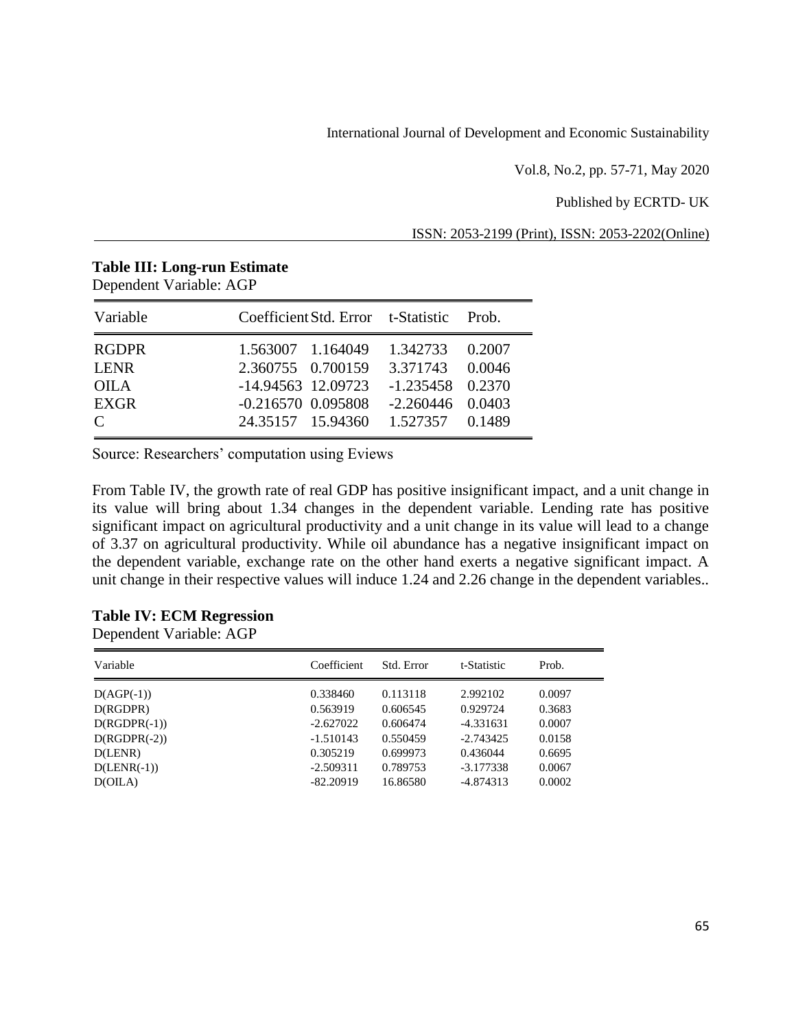**Table III: Long-run Estimate**

Dependent Variable: AGP

| Variable | Coefficient | Std. Error | t-Statistic | Prob. |
|---|---|---|---|---|
| RGDPR | 1.563007 | 1.164049 | 1.342733 | 0.2007 |
| LENR | 2.360755 | 0.700159 | 3.371743 | 0.0046 |
| OILA | -14.94563 | 12.09723 | -1.235458 | 0.2370 |
| EXGR | -0.216570 | 0.095808 | -2.260446 | 0.0403 |
| C | 24.35157 | 15.94360 | 1.527357 | 0.1489 |

Source: Researchers' computation using Eviews

From Table IV, the growth rate of real GDP has positive insignificant impact, and a unit change in its value will bring about 1.34 changes in the dependent variable. Lending rate has positive significant impact on agricultural productivity and a unit change in its value will lead to a change of 3.37 on agricultural productivity. While oil abundance has a negative insignificant impact on the dependent variable, exchange rate on the other hand exerts a negative significant impact. A unit change in their respective values will induce 1.24 and 2.26 change in the dependent variables..

**Table IV: ECM Regression**

Dependent Variable: AGP

| Variable | Coefficient | Std. Error | t-Statistic | Prob. |
|---|---|---|---|---|
| D(AGP(-1)) | 0.338460 | 0.113118 | 2.992102 | 0.0097 |
| D(RGDPR) | 0.563919 | 0.606545 | 0.929724 | 0.3683 |
| D(RGDPR(-1)) | -2.627022 | 0.606474 | -4.331631 | 0.0007 |
| D(RGDPR(-2)) | -1.510143 | 0.550459 | -2.743425 | 0.0158 |
| D(LENR) | 0.305219 | 0.699973 | 0.436044 | 0.6695 |
| D(LENR(-1)) | -2.509311 | 0.789753 | -3.177338 | 0.0067 |
| D(OILA) | -82.20919 | 16.86580 | -4.874313 | 0.0002 |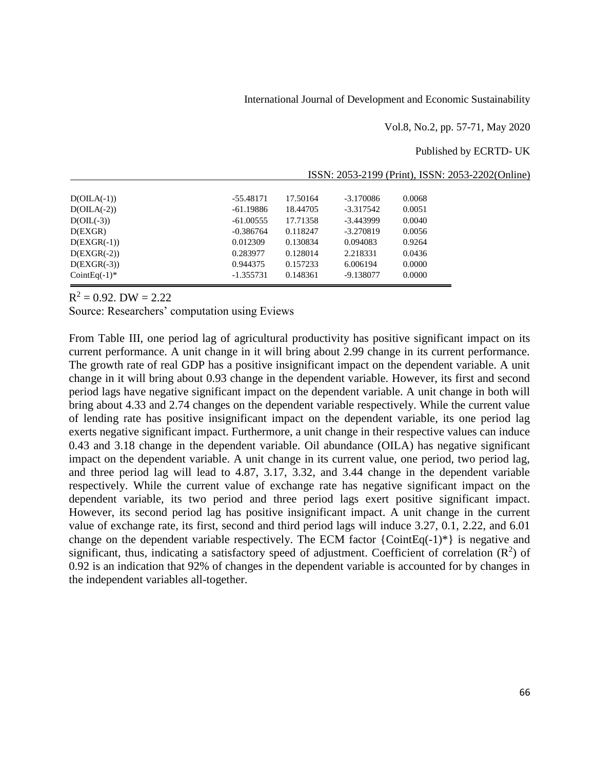| | | | | |
|---|---|---|---|---|
| D(OILA(-1)) | -55.48171 | 17.50164 | -3.170086 | 0.0068 |
| D(OILA(-2)) | -61.19886 | 18.44705 | -3.317542 | 0.0051 |
| D(OIL(-3)) | -61.00555 | 17.71358 | -3.443999 | 0.0040 |
| D(EXGR) | -0.386764 | 0.118247 | -3.270819 | 0.0056 |
| D(EXGR(-1)) | 0.012309 | 0.130834 | 0.094083 | 0.9264 |
| D(EXGR(-2)) | 0.283977 | 0.128014 | 2.218331 | 0.0436 |
| D(EXGR(-3)) | 0.944375 | 0.157233 | 6.006194 | 0.0000 |
| CointEq(-1)* | -1.355731 | 0.148361 | -9.138077 | 0.0000 |

$R^2$ = 0.92. DW = 2.22

Source: Researchers' computation using Eviews

From Table III, one period lag of agricultural productivity has positive significant impact on its current performance. A unit change in it will bring about 2.99 change in its current performance. The growth rate of real GDP has a positive insignificant impact on the dependent variable. A unit change in it will bring about 0.93 change in the dependent variable. However, its first and second period lags have negative significant impact on the dependent variable. A unit change in both will bring about 4.33 and 2.74 changes on the dependent variable respectively. While the current value of lending rate has positive insignificant impact on the dependent variable, its one period lag exerts negative significant impact. Furthermore, a unit change in their respective values can induce 0.43 and 3.18 change in the dependent variable. Oil abundance (OILA) has negative significant impact on the dependent variable. A unit change in its current value, one period, two period lag, and three period lag will lead to 4.87, 3.17, 3.32, and 3.44 change in the dependent variable respectively. While the current value of exchange rate has negative significant impact on the dependent variable, its two period and three period lags exert positive significant impact. However, its second period lag has positive insignificant impact. A unit change in the current value of exchange rate, its first, second and third period lags will induce 3.27, 0.1, 2.22, and 6.01 change on the dependent variable respectively. The ECM factor {CointEq(-1)*} is negative and significant, thus, indicating a satisfactory speed of adjustment. Coefficient of correlation ($R^2$) of 0.92 is an indication that 92% of changes in the dependent variable is accounted for by changes in the independent variables all-together.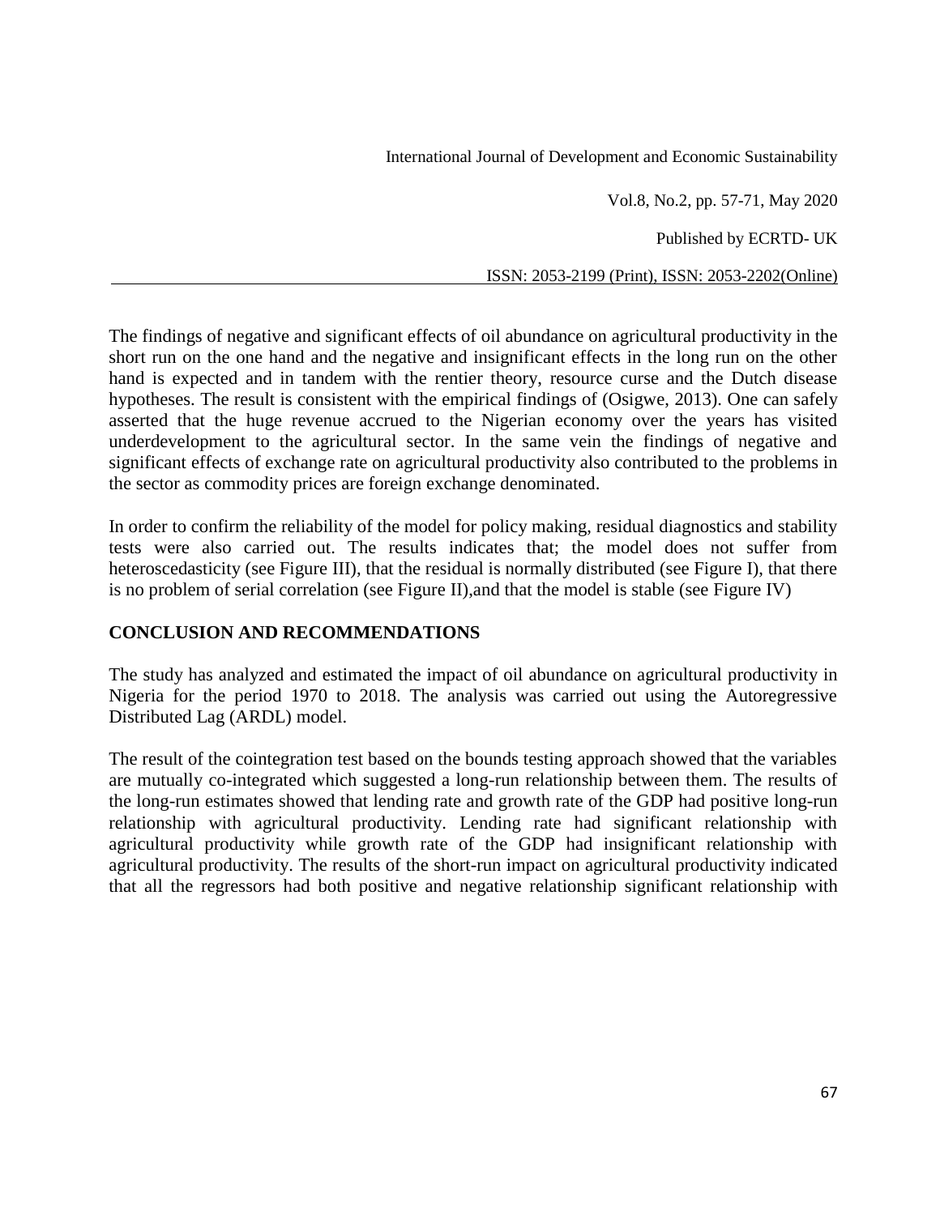The findings of negative and significant effects of oil abundance on agricultural productivity in the short run on the one hand and the negative and insignificant effects in the long run on the other hand is expected and in tandem with the rentier theory, resource curse and the Dutch disease hypotheses. The result is consistent with the empirical findings of (Osigwe, 2013). One can safely asserted that the huge revenue accrued to the Nigerian economy over the years has visited underdevelopment to the agricultural sector. In the same vein the findings of negative and significant effects of exchange rate on agricultural productivity also contributed to the problems in the sector as commodity prices are foreign exchange denominated.

In order to confirm the reliability of the model for policy making, residual diagnostics and stability tests were also carried out. The results indicates that; the model does not suffer from heteroscedasticity (see Figure III), that the residual is normally distributed (see Figure I), that there is no problem of serial correlation (see Figure II),and that the model is stable (see Figure IV)

## CONCLUSION AND RECOMMENDATIONS

The study has analyzed and estimated the impact of oil abundance on agricultural productivity in Nigeria for the period 1970 to 2018. The analysis was carried out using the Autoregressive Distributed Lag (ARDL) model.

The result of the cointegration test based on the bounds testing approach showed that the variables are mutually co-integrated which suggested a long-run relationship between them. The results of the long-run estimates showed that lending rate and growth rate of the GDP had positive long-run relationship with agricultural productivity. Lending rate had significant relationship with agricultural productivity while growth rate of the GDP had insignificant relationship with agricultural productivity. The results of the short-run impact on agricultural productivity indicated that all the regressors had both positive and negative relationship significant relationship with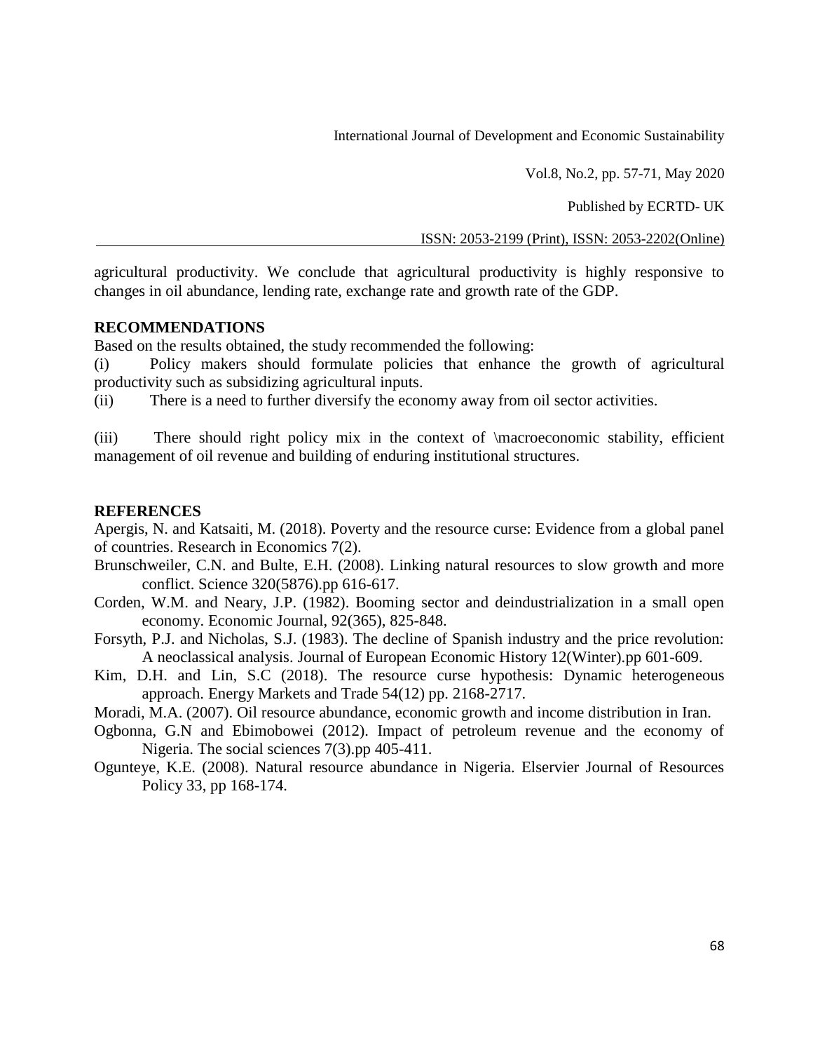agricultural productivity. We conclude that agricultural productivity is highly responsive to changes in oil abundance, lending rate, exchange rate and growth rate of the GDP.

## RECOMMENDATIONS

Based on the results obtained, the study recommended the following:

(i) Policy makers should formulate policies that enhance the growth of agricultural productivity such as subsidizing agricultural inputs.

(ii) There is a need to further diversify the economy away from oil sector activities.

(iii) There should right policy mix in the context of \macroeconomic stability, efficient management of oil revenue and building of enduring institutional structures.

## REFERENCES

Apergis, N. and Katsaiti, M. (2018). Poverty and the resource curse: Evidence from a global panel of countries. Research in Economics 7(2).

Brunschweiler, C.N. and Bulte, E.H. (2008). Linking natural resources to slow growth and more conflict. Science 320(5876).pp 616-617.

Corden, W.M. and Neary, J.P. (1982). Booming sector and deindustrialization in a small open economy. Economic Journal, 92(365), 825-848.

Forsyth, P.J. and Nicholas, S.J. (1983). The decline of Spanish industry and the price revolution: A neoclassical analysis. Journal of European Economic History 12(Winter).pp 601-609.

Kim, D.H. and Lin, S.C (2018). The resource curse hypothesis: Dynamic heterogeneous approach. Energy Markets and Trade 54(12) pp. 2168-2717.

Moradi, M.A. (2007). Oil resource abundance, economic growth and income distribution in Iran.

Ogbonna, G.N and Ebimobowei (2012). Impact of petroleum revenue and the economy of Nigeria. The social sciences 7(3).pp 405-411.

Oguntеye, K.E. (2008). Natural resource abundance in Nigeria. Elservier Journal of Resources Policy 33, pp 168-174.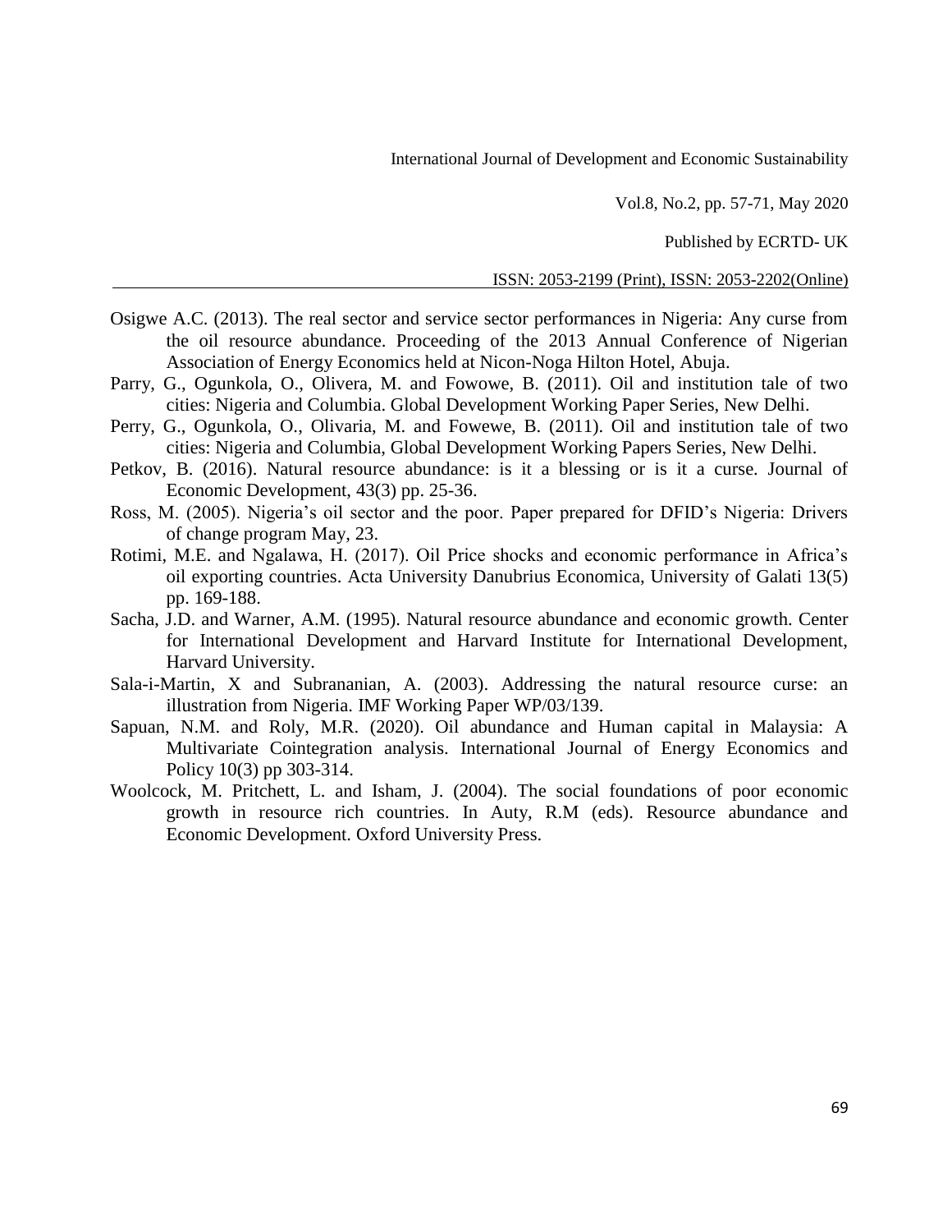Osigwe A.C. (2013). The real sector and service sector performances in Nigeria: Any curse from the oil resource abundance. Proceeding of the 2013 Annual Conference of Nigerian Association of Energy Economics held at Nicon-Noga Hilton Hotel, Abuja.

Parry, G., Ogunkola, O., Olivera, M. and Fowowe, B. (2011). Oil and institution tale of two cities: Nigeria and Columbia. Global Development Working Paper Series, New Delhi.

Perry, G., Ogunkola, O., Olivaria, M. and Fowewe, B. (2011). Oil and institution tale of two cities: Nigeria and Columbia, Global Development Working Papers Series, New Delhi.

Petkov, B. (2016). Natural resource abundance: is it a blessing or is it a curse. Journal of Economic Development, 43(3) pp. 25-36.

Ross, M. (2005). Nigeria's oil sector and the poor. Paper prepared for DFID's Nigeria: Drivers of change program May, 23.

Rotimi, M.E. and Ngalawa, H. (2017). Oil Price shocks and economic performance in Africa's oil exporting countries. Acta University Danubrius Economica, University of Galati 13(5) pp. 169-188.

Sacha, J.D. and Warner, A.M. (1995). Natural resource abundance and economic growth. Center for International Development and Harvard Institute for International Development, Harvard University.

Sala-i-Martin, X and Subrananian, A. (2003). Addressing the natural resource curse: an illustration from Nigeria. IMF Working Paper WP/03/139.

Sapuan, N.M. and Roly, M.R. (2020). Oil abundance and Human capital in Malaysia: A Multivariate Cointegration analysis. International Journal of Energy Economics and Policy 10(3) pp 303-314.

Woolcock, M. Pritchett, L. and Isham, J. (2004). The social foundations of poor economic growth in resource rich countries. In Auty, R.M (eds). Resource abundance and Economic Development. Oxford University Press.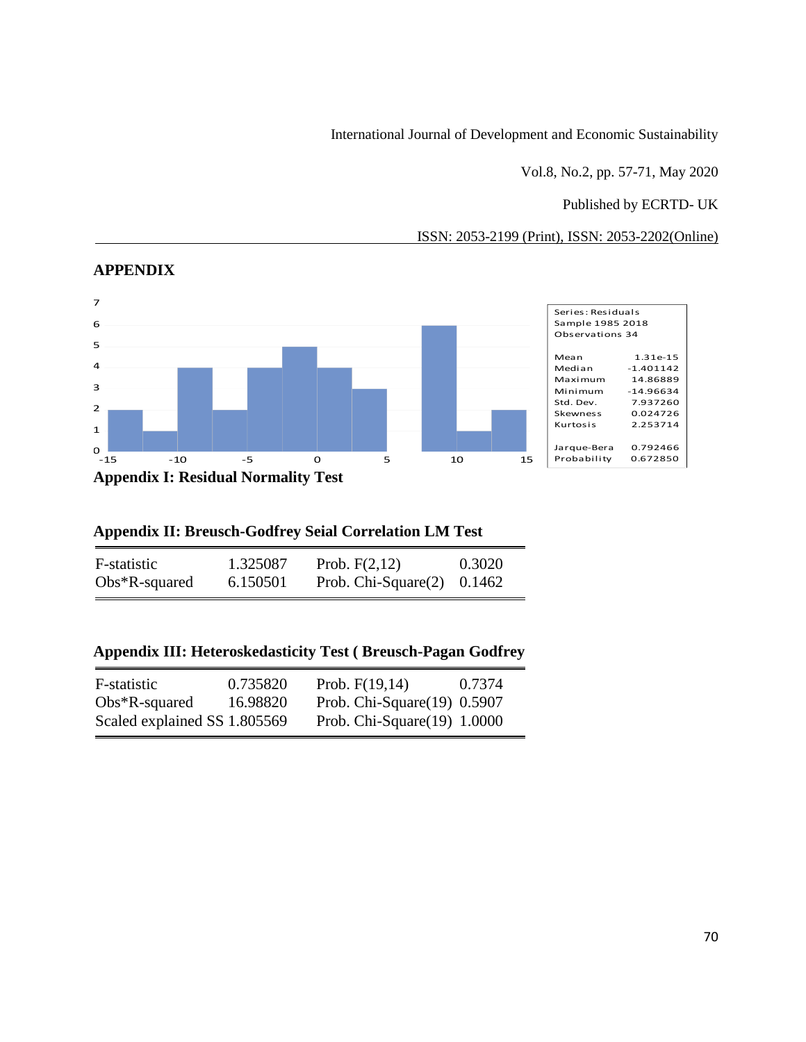## APPENDIX

| Series: Residuals | |
|---|---|
| Sample 1985 2018 | |
| Observations 34 | |
| Mean | 1.31e-15 |
| Median | -1.401142 |
| Maximum | 14.86889 |
| Minimum | -14.96634 |
| Std. Dev. | 7.937260 |
| Skewness | 0.024726 |
| Kurtosis | 2.253714 |
| Jarque-Bera | 0.792466 |
| Probability | 0.672850 |

**Appendix I: Residual Normality Test**

**Appendix II: Breusch-Godfrey Seial Correlation LM Test**

| | | | |
|---|---|---|---|
| F-statistic | 1.325087 | Prob. F(2,12) | 0.3020 |
| Obs*R-squared | 6.150501 | Prob. Chi-Square(2) | 0.1462 |

**Appendix III: Heteroskedasticity Test ( Breusch-Pagan Godfrey**

| | | | |
|---|---|---|---|
| F-statistic | 0.735820 | Prob. F(19,14) | 0.7374 |
| Obs*R-squared | 16.98820 | Prob. Chi-Square(19) | 0.5907 |
| Scaled explained SS | 1.805569 | Prob. Chi-Square(19) | 1.0000 |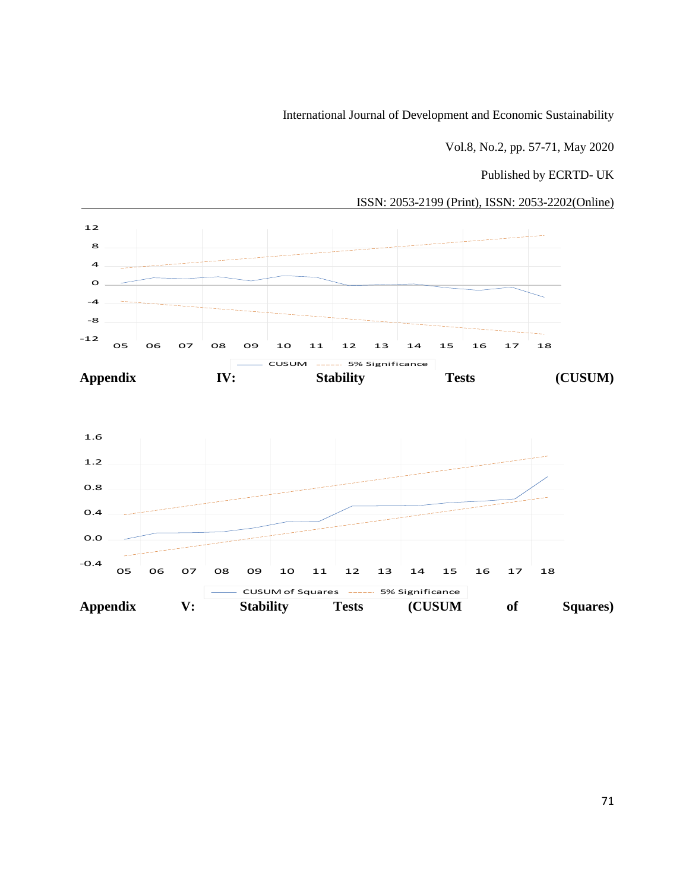12

8

4

0

-4

-8

-12

05 06 07 08 09 10 11 12 13 14 15 16 17 18

CUSUM 5% Significance

**Appendix IV: Stability Tests (CUSUM)**

1.6

1.2

0.8

0.4

0.0

-0.4

05 06 07 08 09 10 11 12 13 14 15 16 17 18

CUSUM of Squares 5% Significance

**Appendix V: Stability Tests (CUSUM of Squares)**